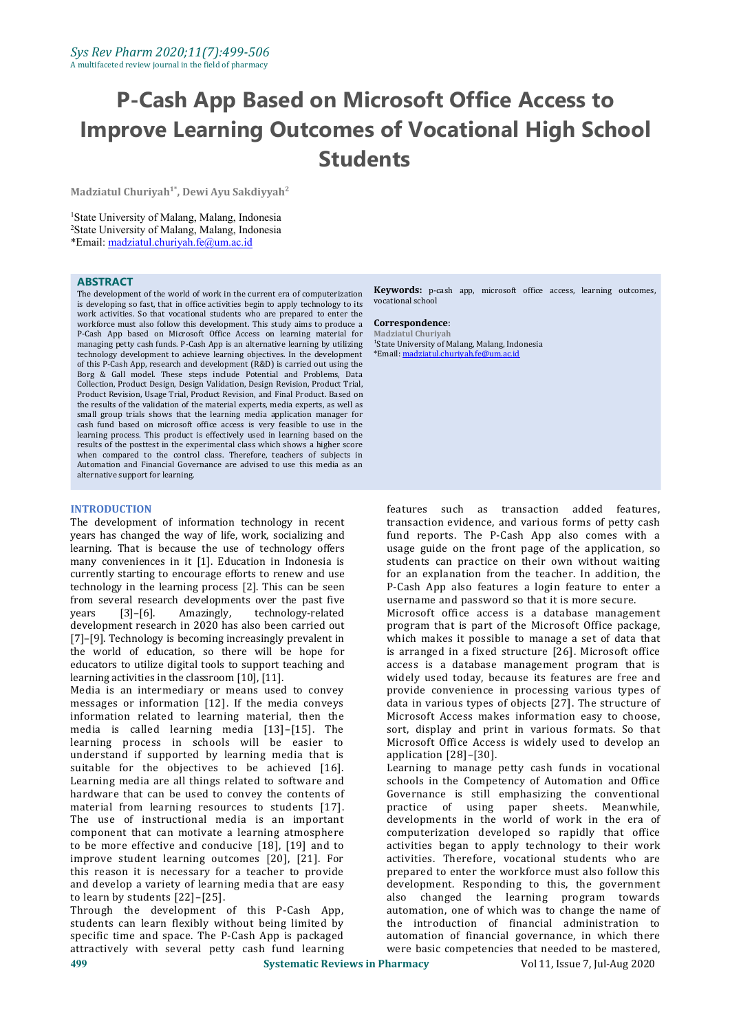# P-Cash App Based on Microsoft Office Access to Improve Learning Outcomes of Vocational High School Students

**Madziatul Churiyah[1*], Dewi Ayu Sakdiyyah[2]**

[1]State University of Malang, Malang, Indonesia
[2]State University of Malang, Malang, Indonesia
*Email: madziatul.churiyah.fe@um.ac.id

## ABSTRACT

The development of the world of work in the current era of computerization is developing so fast, that in office activities begin to apply technology to its work activities. So that vocational students who are prepared to enter the workforce must also follow this development. This study aims to produce a P-Cash App based on Microsoft Office Access on learning material for managing petty cash funds. P-Cash App is an alternative learning by utilizing technology development to achieve learning objectives. In the development of this P-Cash App, research and development (R&D) is carried out using the Borg & Gall model. These steps include Potential and Problems, Data Collection, Product Design, Design Validation, Design Revision, Product Trial, Product Revision, Usage Trial, Product Revision, and Final Product. Based on the results of the validation of the material experts, media experts, as well as small group trials shows that the learning media application manager for cash fund based on microsoft office access is very feasible to use in the learning process. This product is effectively used in learning based on the results of the posttest in the experimental class which shows a higher score when compared to the control class. Therefore, teachers of subjects in Automation and Financial Governance are advised to use this media as an alternative support for learning.

**Keywords:** p-cash app, microsoft office access, learning outcomes, vocational school

**Correspondence**:
Madziatul Churiyah
[1]State University of Malang, Malang, Indonesia
*Email: madziatul.churiyah.fe@um.ac.id

## INTRODUCTION

The development of information technology in recent years has changed the way of life, work, socializing and learning. That is because the use of technology offers many conveniences in it [1]. Education in Indonesia is currently starting to encourage efforts to renew and use technology in the learning process [2]. This can be seen from several research developments over the past five years [3]–[6]. Amazingly, technology-related development research in 2020 has also been carried out [7]–[9]. Technology is becoming increasingly prevalent in the world of education, so there will be hope for educators to utilize digital tools to support teaching and learning activities in the classroom [10], [11].

Media is an intermediary or means used to convey messages or information [12]. If the media conveys information related to learning material, then the media is called learning media [13]–[15]. The learning process in schools will be easier to understand if supported by learning media that is suitable for the objectives to be achieved [16]. Learning media are all things related to software and hardware that can be used to convey the contents of material from learning resources to students [17]. The use of instructional media is an important component that can motivate a learning atmosphere to be more effective and conducive [18], [19] and to improve student learning outcomes [20], [21]. For this reason it is necessary for a teacher to provide and develop a variety of learning media that are easy to learn by students [22]–[25].

Through the development of this P-Cash App, students can learn flexibly without being limited by specific time and space. The P-Cash App is packaged attractively with several petty cash fund learning features such as transaction added features, transaction evidence, and various forms of petty cash fund reports. The P-Cash App also comes with a usage guide on the front page of the application, so students can practice on their own without waiting for an explanation from the teacher. In addition, the P-Cash App also features a login feature to enter a username and password so that it is more secure.

Microsoft office access is a database management program that is part of the Microsoft Office package, which makes it possible to manage a set of data that is arranged in a fixed structure [26]. Microsoft office access is a database management program that is widely used today, because its features are free and provide convenience in processing various types of data in various types of objects [27]. The structure of Microsoft Access makes information easy to choose, sort, display and print in various formats. So that Microsoft Office Access is widely used to develop an application [28]–[30].

Learning to manage petty cash funds in vocational schools in the Competency of Automation and Office Governance is still emphasizing the conventional practice of using paper sheets. Meanwhile, developments in the world of work in the era of computerization developed so rapidly that office activities began to apply technology to their work activities. Therefore, vocational students who are prepared to enter the workforce must also follow this development. Responding to this, the government also changed the learning program towards automation, one of which was to change the name of the introduction of financial administration to automation of financial governance, in which there were basic competencies that needed to be mastered,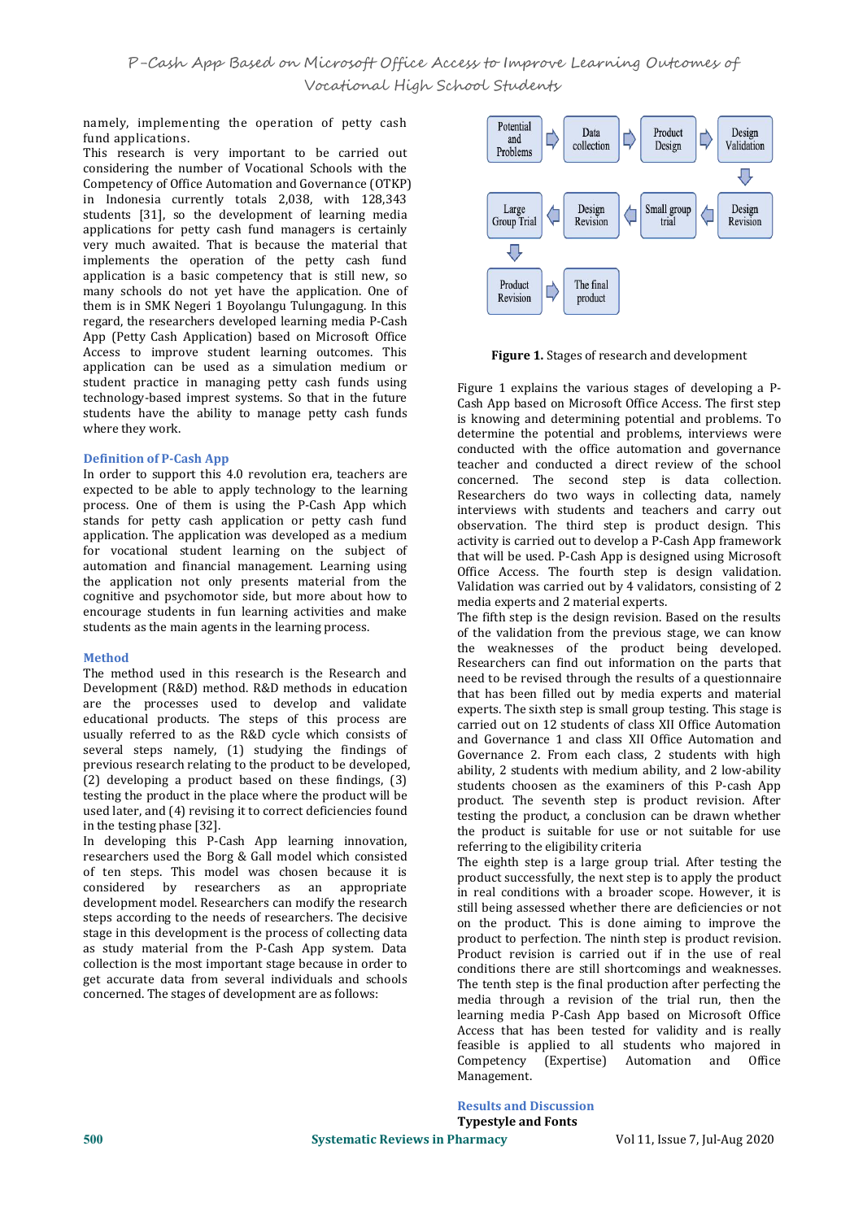namely, implementing the operation of petty cash fund applications.

This research is very important to be carried out considering the number of Vocational Schools with the Competency of Office Automation and Governance (OTKP) in Indonesia currently totals 2,038, with 128,343 students [31], so the development of learning media applications for petty cash fund managers is certainly very much awaited. That is because the material that implements the operation of the petty cash fund application is a basic competency that is still new, so many schools do not yet have the application. One of them is in SMK Negeri 1 Boyolangu Tulungagung. In this regard, the researchers developed learning media P-Cash App (Petty Cash Application) based on Microsoft Office Access to improve student learning outcomes. This application can be used as a simulation medium or student practice in managing petty cash funds using technology-based imprest systems. So that in the future students have the ability to manage petty cash funds where they work.

### Definition of P-Cash App

In order to support this 4.0 revolution era, teachers are expected to be able to apply technology to the learning process. One of them is using the P-Cash App which stands for petty cash application or petty cash fund application. The application was developed as a medium for vocational student learning on the subject of automation and financial management. Learning using the application not only presents material from the cognitive and psychomotor side, but more about how to encourage students in fun learning activities and make students as the main agents in the learning process.

### Method

The method used in this research is the Research and Development (R&D) method. R&D methods in education are the processes used to develop and validate educational products. The steps of this process are usually referred to as the R&D cycle which consists of several steps namely, (1) studying the findings of previous research relating to the product to be developed, (2) developing a product based on these findings, (3) testing the product in the place where the product will be used later, and (4) revising it to correct deficiencies found in the testing phase [32].

In developing this P-Cash App learning innovation, researchers used the Borg & Gall model which consisted of ten steps. This model was chosen because it is considered by researchers as an appropriate development model. Researchers can modify the research steps according to the needs of researchers. The decisive stage in this development is the process of collecting data as study material from the P-Cash App system. Data collection is the most important stage because in order to get accurate data from several individuals and schools concerned. The stages of development are as follows:

Potential and Problems → Data collection → Product Design → Design Validation → Design Revision → Small group trial → Design Revision → Large Group Trial → Product Revision → The final product

**Figure 1.** Stages of research and development

Figure 1 explains the various stages of developing a P-Cash App based on Microsoft Office Access. The first step is knowing and determining potential and problems. To determine the potential and problems, interviews were conducted with the office automation and governance teacher and conducted a direct review of the school concerned. The second step is data collection. Researchers do two ways in collecting data, namely interviews with students and teachers and carry out observation. The third step is product design. This activity is carried out to develop a P-Cash App framework that will be used. P-Cash App is designed using Microsoft Office Access. The fourth step is design validation. Validation was carried out by 4 validators, consisting of 2 media experts and 2 material experts.

The fifth step is the design revision. Based on the results of the validation from the previous stage, we can know the weaknesses of the product being developed. Researchers can find out information on the parts that need to be revised through the results of a questionnaire that has been filled out by media experts and material experts. The sixth step is small group testing. This stage is carried out on 12 students of class XII Office Automation and Governance 1 and class XII Office Automation and Governance 2. From each class, 2 students with high ability, 2 students with medium ability, and 2 low-ability students choosen as the examiners of this P-cash App product. The seventh step is product revision. After testing the product, a conclusion can be drawn whether the product is suitable for use or not suitable for use referring to the eligibility criteria

The eighth step is a large group trial. After testing the product successfully, the next step is to apply the product in real conditions with a broader scope. However, it is still being assessed whether there are deficiencies or not on the product. This is done aiming to improve the product to perfection. The ninth step is product revision. Product revision is carried out if in the use of real conditions there are still shortcomings and weaknesses. The tenth step is the final production after perfecting the media through a revision of the trial run, then the learning media P-Cash App based on Microsoft Office Access that has been tested for validity and is really feasible is applied to all students who majored in Competency (Expertise) Automation and Office Management.

### Results and Discussion

**Typestyle and Fonts**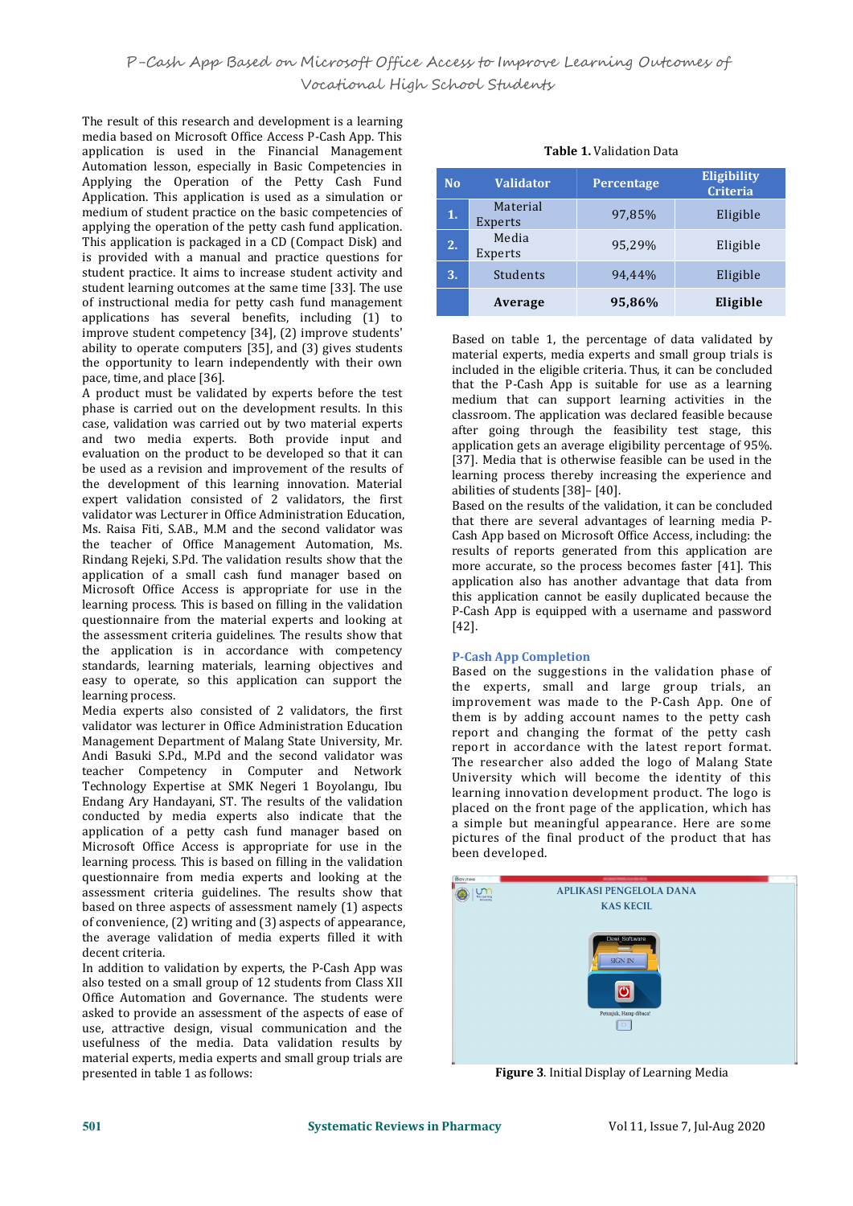The result of this research and development is a learning media based on Microsoft Office Access P-Cash App. This application is used in the Financial Management Automation lesson, especially in Basic Competencies in Applying the Operation of the Petty Cash Fund Application. This application is used as a simulation or medium of student practice on the basic competencies of applying the operation of the petty cash fund application. This application is packaged in a CD (Compact Disk) and is provided with a manual and practice questions for student practice. It aims to increase student activity and student learning outcomes at the same time [33]. The use of instructional media for petty cash fund management applications has several benefits, including (1) to improve student competency [34], (2) improve students' ability to operate computers [35], and (3) gives students the opportunity to learn independently with their own pace, time, and place [36].

A product must be validated by experts before the test phase is carried out on the development results. In this case, validation was carried out by two material experts and two media experts. Both provide input and evaluation on the product to be developed so that it can be used as a revision and improvement of the results of the development of this learning innovation. Material expert validation consisted of 2 validators, the first validator was Lecturer in Office Administration Education, Ms. Raisa Fiti, S.AB., M.M and the second validator was the teacher of Office Management Automation, Ms. Rindang Rejeki, S.Pd. The validation results show that the application of a small cash fund manager based on Microsoft Office Access is appropriate for use in the learning process. This is based on filling in the validation questionnaire from the material experts and looking at the assessment criteria guidelines. The results show that the application is in accordance with competency standards, learning materials, learning objectives and easy to operate, so this application can support the learning process.

Media experts also consisted of 2 validators, the first validator was lecturer in Office Administration Education Management Department of Malang State University, Mr. Andi Basuki S.Pd., M.Pd and the second validator was teacher Competency in Computer and Network Technology Expertise at SMK Negeri 1 Boyolangu, Ibu Endang Ary Handayani, ST. The results of the validation conducted by media experts also indicate that the application of a petty cash fund manager based on Microsoft Office Access is appropriate for use in the learning process. This is based on filling in the validation questionnaire from media experts and looking at the assessment criteria guidelines. The results show that based on three aspects of assessment namely (1) aspects of convenience, (2) writing and (3) aspects of appearance, the average validation of media experts filled it with decent criteria.

In addition to validation by experts, the P-Cash App was also tested on a small group of 12 students from Class XII Office Automation and Governance. The students were asked to provide an assessment of the aspects of ease of use, attractive design, visual communication and the usefulness of the media. Data validation results by material experts, media experts and small group trials are presented in table 1 as follows:

**Table 1.** Validation Data

| No | Validator | Percentage | Eligibility Criteria |
|---|---|---|---|
| 1. | Material Experts | 97,85% | Eligible |
| 2. | Media Experts | 95,29% | Eligible |
| 3. | Students | 94,44% | Eligible |
| | **Average** | **95,86%** | **Eligible** |

Based on table 1, the percentage of data validated by material experts, media experts and small group trials is included in the eligible criteria. Thus, it can be concluded that the P-Cash App is suitable for use as a learning medium that can support learning activities in the classroom. The application was declared feasible because after going through the feasibility test stage, this application gets an average eligibility percentage of 95%. [37]. Media that is otherwise feasible can be used in the learning process thereby increasing the experience and abilities of students [38]– [40].

Based on the results of the validation, it can be concluded that there are several advantages of learning media P-Cash App based on Microsoft Office Access, including: the results of reports generated from this application are more accurate, so the process becomes faster [41]. This application also has another advantage that data from this application cannot be easily duplicated because the P-Cash App is equipped with a username and password [42].

### P-Cash App Completion

Based on the suggestions in the validation phase of the experts, small and large group trials, an improvement was made to the P-Cash App. One of them is by adding account names to the petty cash report and changing the format of the petty cash report in accordance with the latest report format. The researcher also added the logo of Malang State University which will become the identity of this learning innovation development product. The logo is placed on the front page of the application, which has a simple but meaningful appearance. Here are some pictures of the final product of the product that has been developed.

**Figure 3**. Initial Display of Learning Media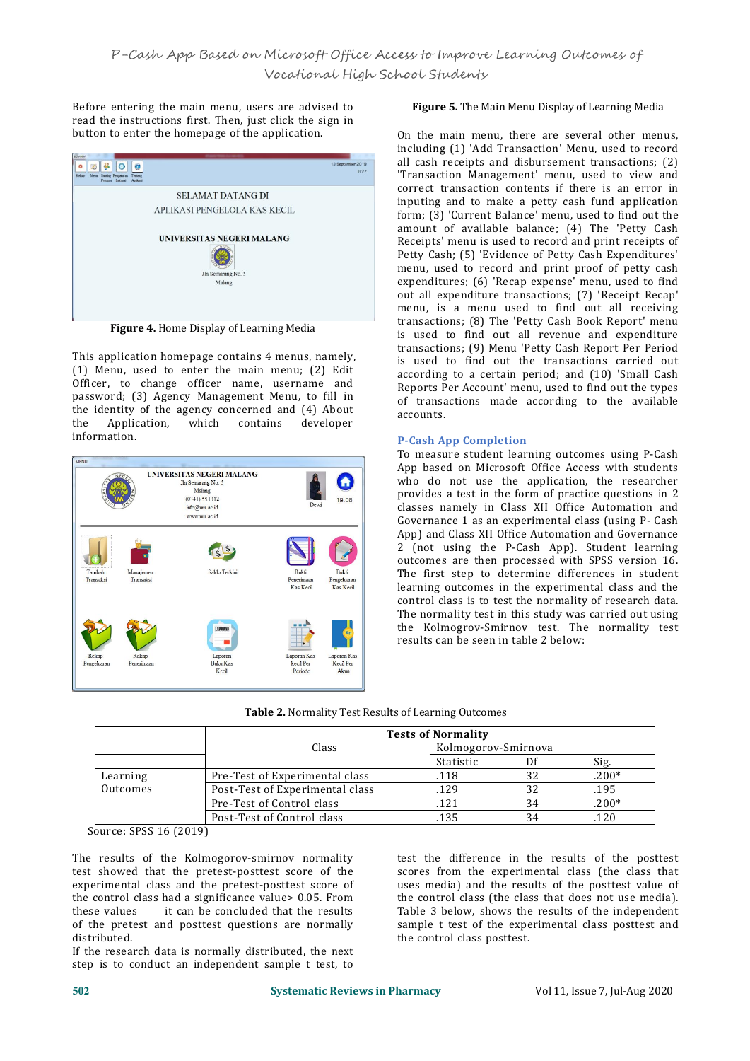Before entering the main menu, users are advised to read the instructions first. Then, just click the sign in button to enter the homepage of the application.

**Figure 4.** Home Display of Learning Media

This application homepage contains 4 menus, namely, (1) Menu, used to enter the main menu; (2) Edit Officer, to change officer name, username and password; (3) Agency Management Menu, to fill in the identity of the agency concerned and (4) About the Application, which contains developer information.

**Figure 5.** The Main Menu Display of Learning Media

On the main menu, there are several other menus, including (1) 'Add Transaction' Menu, used to record all cash receipts and disbursement transactions; (2) 'Transaction Management' menu, used to view and correct transaction contents if there is an error in inputing and to make a petty cash fund application form; (3) 'Current Balance' menu, used to find out the amount of available balance; (4) The 'Petty Cash Receipts' menu is used to record and print receipts of Petty Cash; (5) 'Evidence of Petty Cash Expenditures' menu, used to record and print proof of petty cash expenditures; (6) 'Recap expense' menu, used to find out all expenditure transactions; (7) 'Receipt Recap' menu, is a menu used to find out all receiving transactions; (8) The 'Petty Cash Book Report' menu is used to find out all revenue and expenditure transactions; (9) Menu 'Petty Cash Report Per Period is used to find out the transactions carried out according to a certain period; and (10) 'Small Cash Reports Per Account' menu, used to find out the types of transactions made according to the available accounts.

## P-Cash App Completion

To measure student learning outcomes using P-Cash App based on Microsoft Office Access with students who do not use the application, the researcher provides a test in the form of practice questions in 2 classes namely in Class XII Office Automation and Governance 1 as an experimental class (using P- Cash App) and Class XII Office Automation and Governance 2 (not using the P-Cash App). Student learning outcomes are then processed with SPSS version 16. The first step to determine differences in student learning outcomes in the experimental class and the control class is to test the normality of research data. The normality test in this study was carried out using the Kolmogrov-Smirnov test. The normality test results can be seen in table 2 below:

**Table 2.** Normality Test Results of Learning Outcomes

| | Tests of Normality | | | |
|---|---|---|---|---|
| | Class | Kolmogorov-Smirnova | | |
| | | Statistic | Df | Sig. |
| Learning Outcomes | Pre-Test of Experimental class | .118 | 32 | .200* |
| | Post-Test of Experimental class | .129 | 32 | .195 |
| | Pre-Test of Control class | .121 | 34 | .200* |
| | Post-Test of Control class | .135 | 34 | .120 |

Source: SPSS 16 (2019)

The results of the Kolmogorov-smirnov normality test showed that the pretest-posttest score of the experimental class and the pretest-posttest score of the control class had a significance value> 0.05. From these values it can be concluded that the results of the pretest and posttest questions are normally distributed.

If the research data is normally distributed, the next step is to conduct an independent sample t test, to test the difference in the results of the posttest scores from the experimental class (the class that uses media) and the results of the posttest value of the control class (the class that does not use media). Table 3 below, shows the results of the independent sample t test of the experimental class posttest and the control class posttest.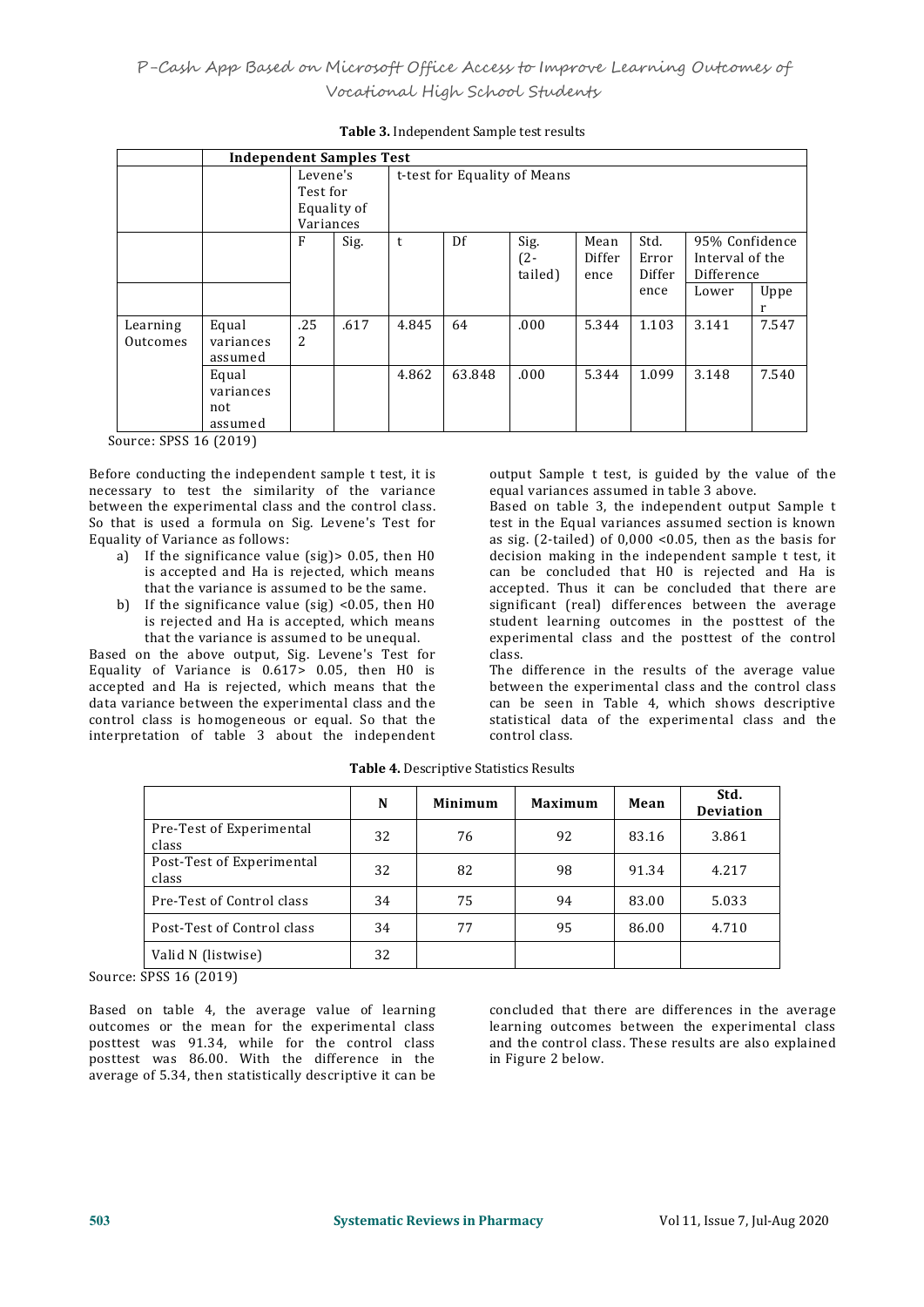**Table 3.** Independent Sample test results

| Independent Samples Test | | | | | | | | | | |
|---|---|---|---|---|---|---|---|---|---|---|
| | | Levene's Test for Equality of Variances | | t-test for Equality of Means | | | | | | |
| | | F | Sig. | t | Df | Sig. (2-tailed) | Mean Difference | Std. Error Difference | 95% Confidence Interval of the Difference | |
| | | | | | | | | | Lower | Upper |
| Learning Outcomes | Equal variances assumed | .252 | .617 | 4.845 | 64 | .000 | 5.344 | 1.103 | 3.141 | 7.547 |
| | Equal variances not assumed | | | 4.862 | 63.848 | .000 | 5.344 | 1.099 | 3.148 | 7.540 |

Source: SPSS 16 (2019)

Before conducting the independent sample t test, it is necessary to test the similarity of the variance between the experimental class and the control class. So that is used a formula on Sig. Levene's Test for Equality of Variance as follows:

a) If the significance value (sig)> 0.05, then H0 is accepted and Ha is rejected, which means that the variance is assumed to be the same.
b) If the significance value (sig) <0.05, then H0 is rejected and Ha is accepted, which means that the variance is assumed to be unequal.

Based on the above output, Sig. Levene's Test for Equality of Variance is 0.617> 0.05, then H0 is accepted and Ha is rejected, which means that the data variance between the experimental class and the control class is homogeneous or equal. So that the interpretation of table 3 about the independent output Sample t test, is guided by the value of the equal variances assumed in table 3 above.

Based on table 3, the independent output Sample t test in the Equal variances assumed section is known as sig. (2-tailed) of 0,000 <0.05, then as the basis for decision making in the independent sample t test, it can be concluded that H0 is rejected and Ha is accepted. Thus it can be concluded that there are significant (real) differences between the average student learning outcomes in the posttest of the experimental class and the posttest of the control class.

The difference in the results of the average value between the experimental class and the control class can be seen in Table 4, which shows descriptive statistical data of the experimental class and the control class.

**Table 4.** Descriptive Statistics Results

| | N | Minimum | Maximum | Mean | Std. Deviation |
|---|---|---|---|---|---|
| Pre-Test of Experimental class | 32 | 76 | 92 | 83.16 | 3.861 |
| Post-Test of Experimental class | 32 | 82 | 98 | 91.34 | 4.217 |
| Pre-Test of Control class | 34 | 75 | 94 | 83.00 | 5.033 |
| Post-Test of Control class | 34 | 77 | 95 | 86.00 | 4.710 |
| Valid N (listwise) | 32 | | | | |

Source: SPSS 16 (2019)

Based on table 4, the average value of learning outcomes or the mean for the experimental class posttest was 91.34, while for the control class posttest was 86.00. With the difference in the average of 5.34, then statistically descriptive it can be concluded that there are differences in the average learning outcomes between the experimental class and the control class. These results are also explained in Figure 2 below.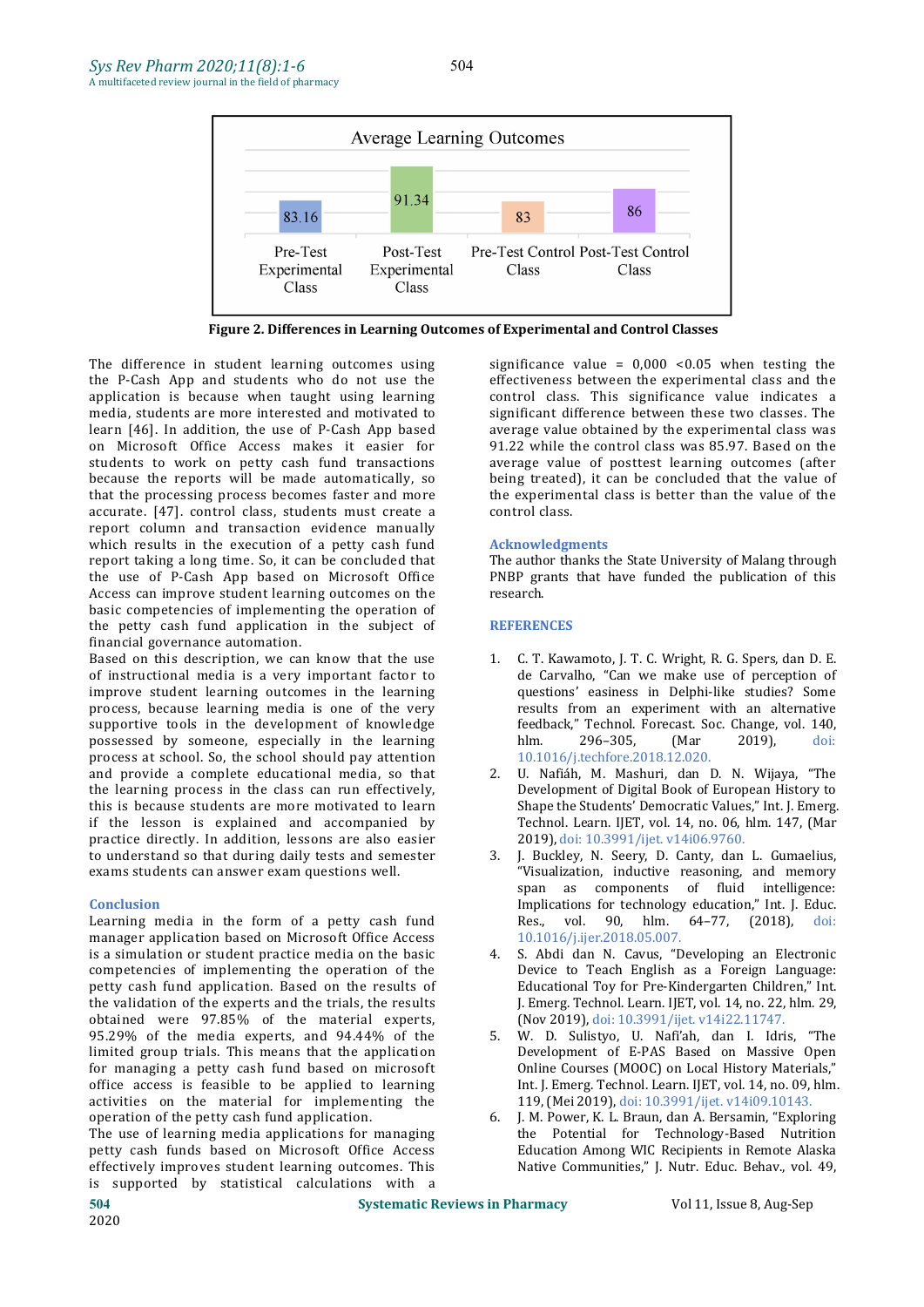Average Learning Outcomes

| Pre-Test Experimental Class | Post-Test Experimental Class | Pre-Test Control Class | Post-Test Control Class |
|---|---|---|---|
| 83.16 | 91.34 | 83 | 86 |

**Figure 2. Differences in Learning Outcomes of Experimental and Control Classes**

The difference in student learning outcomes using the P-Cash App and students who do not use the application is because when taught using learning media, students are more interested and motivated to learn [46]. In addition, the use of P-Cash App based on Microsoft Office Access makes it easier for students to work on petty cash fund transactions because the reports will be made automatically, so that the processing process becomes faster and more accurate. [47]. control class, students must create a report column and transaction evidence manually which results in the execution of a petty cash fund report taking a long time. So, it can be concluded that the use of P-Cash App based on Microsoft Office Access can improve student learning outcomes on the basic competencies of implementing the operation of the petty cash fund application in the subject of financial governance automation.

Based on this description, we can know that the use of instructional media is a very important factor to improve student learning outcomes in the learning process, because learning media is one of the very supportive tools in the development of knowledge possessed by someone, especially in the learning process at school. So, the school should pay attention and provide a complete educational media, so that the learning process in the class can run effectively, this is because students are more motivated to learn if the lesson is explained and accompanied by practice directly. In addition, lessons are also easier to understand so that during daily tests and semester exams students can answer exam questions well.

## Conclusion

Learning media in the form of a petty cash fund manager application based on Microsoft Office Access is a simulation or student practice media on the basic competencies of implementing the operation of the petty cash fund application. Based on the results of the validation of the experts and the trials, the results obtained were 97.85% of the material experts, 95.29% of the media experts, and 94.44% of the limited group trials. This means that the application for managing a petty cash fund based on microsoft office access is feasible to be applied to learning activities on the material for implementing the operation of the petty cash fund application.

The use of learning media applications for managing petty cash funds based on Microsoft Office Access effectively improves student learning outcomes. This is supported by statistical calculations with a significance value = 0,000 <0.05 when testing the effectiveness between the experimental class and the control class. This significance value indicates a significant difference between these two classes. The average value obtained by the experimental class was 91.22 while the control class was 85.97. Based on the average value of posttest learning outcomes (after being treated), it can be concluded that the value of the experimental class is better than the value of the control class.

## Acknowledgments

The author thanks the State University of Malang through PNBP grants that have funded the publication of this research.

## REFERENCES

1. C. T. Kawamoto, J. T. C. Wright, R. G. Spers, dan D. E. de Carvalho, "Can we make use of perception of questions' easiness in Delphi-like studies? Some results from an experiment with an alternative feedback," Technol. Forecast. Soc. Change, vol. 140, hlm. 296–305, (Mar 2019), doi: 10.1016/j.techfore.2018.12.020.
2. U. Nafiáh, M. Mashuri, dan D. N. Wijaya, "The Development of Digital Book of European History to Shape the Students' Democratic Values," Int. J. Emerg. Technol. Learn. IJET, vol. 14, no. 06, hlm. 147, (Mar 2019), doi: 10.3991/ijet. v14i06.9760.
3. J. Buckley, N. Seery, D. Canty, dan L. Gumaelius, "Visualization, inductive reasoning, and memory span as components of fluid intelligence: Implications for technology education," Int. J. Educ. Res., vol. 90, hlm. 64–77, (2018), doi: 10.1016/j.ijer.2018.05.007.
4. S. Abdi dan N. Cavus, "Developing an Electronic Device to Teach English as a Foreign Language: Educational Toy for Pre-Kindergarten Children," Int. J. Emerg. Technol. Learn. IJET, vol. 14, no. 22, hlm. 29, (Nov 2019), doi: 10.3991/ijet. v14i22.11747.
5. W. D. Sulistyo, U. Nafi'ah, dan I. Idris, "The Development of E-PAS Based on Massive Open Online Courses (MOOC) on Local History Materials," Int. J. Emerg. Technol. Learn. IJET, vol. 14, no. 09, hlm. 119, (Mei 2019), doi: 10.3991/ijet. v14i09.10143.
6. J. M. Power, K. L. Braun, dan A. Bersamin, "Exploring the Potential for Technology-Based Nutrition Education Among WIC Recipients in Remote Alaska Native Communities," J. Nutr. Educ. Behav., vol. 49,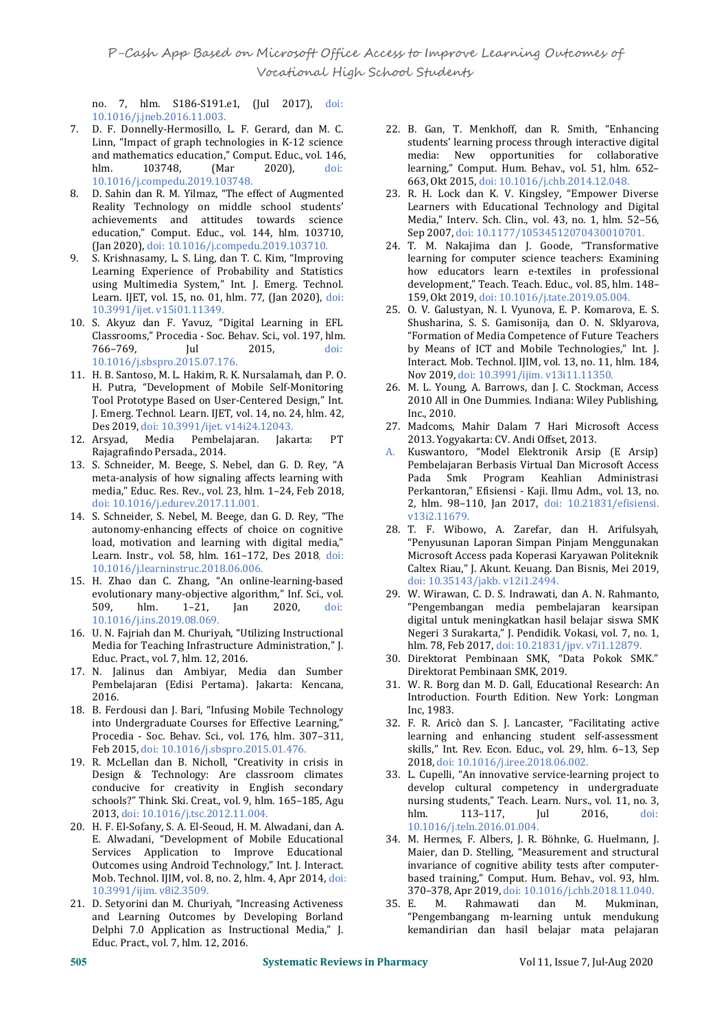no. 7, hlm. S186-S191.e1, (Jul 2017), doi: 10.1016/j.jneb.2016.11.003.

7. D. F. Donnelly-Hermosillo, L. F. Gerard, dan M. C. Linn, "Impact of graph technologies in K-12 science and mathematics education," Comput. Educ., vol. 146, hlm. 103748, (Mar 2020), doi: 10.1016/j.compedu.2019.103748.
8. D. Sahin dan R. M. Yilmaz, "The effect of Augmented Reality Technology on middle school students' achievements and attitudes towards science education," Comput. Educ., vol. 144, hlm. 103710, (Jan 2020), doi: 10.1016/j.compedu.2019.103710.
9. S. Krishnasamy, L. S. Ling, dan T. C. Kim, "Improving Learning Experience of Probability and Statistics using Multimedia System," Int. J. Emerg. Technol. Learn. IJET, vol. 15, no. 01, hlm. 77, (Jan 2020), doi: 10.3991/ijet. v15i01.11349.
10. S. Akyuz dan F. Yavuz, "Digital Learning in EFL Classrooms," Procedia - Soc. Behav. Sci., vol. 197, hlm. 766–769, Jul 2015, doi: 10.1016/j.sbspro.2015.07.176.
11. H. B. Santoso, M. L. Hakim, R. K. Nursalamah, dan P. O. H. Putra, "Development of Mobile Self-Monitoring Tool Prototype Based on User-Centered Design," Int. J. Emerg. Technol. Learn. IJET, vol. 14, no. 24, hlm. 42, Des 2019, doi: 10.3991/ijet. v14i24.12043.
12. Arsyad, Media Pembelajaran. Jakarta: PT Rajagrafindo Persada., 2014.
13. S. Schneider, M. Beege, S. Nebel, dan G. D. Rey, "A meta-analysis of how signaling affects learning with media," Educ. Res. Rev., vol. 23, hlm. 1–24, Feb 2018, doi: 10.1016/j.edurev.2017.11.001.
14. S. Schneider, S. Nebel, M. Beege, dan G. D. Rey, "The autonomy-enhancing effects of choice on cognitive load, motivation and learning with digital media," Learn. Instr., vol. 58, hlm. 161–172, Des 2018, doi: 10.1016/j.learninstruc.2018.06.006.
15. H. Zhao dan C. Zhang, "An online-learning-based evolutionary many-objective algorithm," Inf. Sci., vol. 509, hlm. 1–21, Jan 2020, doi: 10.1016/j.ins.2019.08.069.
16. U. N. Fajriah dan M. Churiyah, "Utilizing Instructional Media for Teaching Infrastructure Administration," J. Educ. Pract., vol. 7, hlm. 12, 2016.
17. N. Jalinus dan Ambiyar, Media dan Sumber Pembelajaran (Edisi Pertama). Jakarta: Kencana, 2016.
18. B. Ferdousi dan J. Bari, "Infusing Mobile Technology into Undergraduate Courses for Effective Learning," Procedia - Soc. Behav. Sci., vol. 176, hlm. 307–311, Feb 2015, doi: 10.1016/j.sbspro.2015.01.476.
19. R. McLellan dan B. Nicholl, "Creativity in crisis in Design & Technology: Are classroom climates conducive for creativity in English secondary schools?" Think. Ski. Creat., vol. 9, hlm. 165–185, Agu 2013, doi: 10.1016/j.tsc.2012.11.004.
20. H. F. El-Sofany, S. A. El-Seoud, H. M. Alwadani, dan A. E. Alwadani, "Development of Mobile Educational Services Application to Improve Educational Outcomes using Android Technology," Int. J. Interact. Mob. Technol. IJIM, vol. 8, no. 2, hlm. 4, Apr 2014, doi: 10.3991/ijim. v8i2.3509.
21. D. Setyorini dan M. Churiyah, "Increasing Activeness and Learning Outcomes by Developing Borland Delphi 7.0 Application as Instructional Media," J. Educ. Pract., vol. 7, hlm. 12, 2016.
22. B. Gan, T. Menkhoff, dan R. Smith, "Enhancing students' learning process through interactive digital media: New opportunities for collaborative learning," Comput. Hum. Behav., vol. 51, hlm. 652–663, Okt 2015, doi: 10.1016/j.chb.2014.12.048.
23. R. H. Lock dan K. V. Kingsley, "Empower Diverse Learners with Educational Technology and Digital Media," Interv. Sch. Clin., vol. 43, no. 1, hlm. 52–56, Sep 2007, doi: 10.1177/10534512070430010701.
24. T. M. Nakajima dan J. Goode, "Transformative learning for computer science teachers: Examining how educators learn e-textiles in professional development," Teach. Teach. Educ., vol. 85, hlm. 148–159, Okt 2019, doi: 10.1016/j.tate.2019.05.004.
25. O. V. Galustyan, N. I. Vyunova, E. P. Komarova, E. S. Shusharina, S. S. Gamisonija, dan O. N. Sklyarova, "Formation of Media Competence of Future Teachers by Means of ICT and Mobile Technologies," Int. J. Interact. Mob. Technol. IJIM, vol. 13, no. 11, hlm. 184, Nov 2019, doi: 10.3991/ijim. v13i11.11350.
26. M. L. Young, A. Barrows, dan J. C. Stockman, Access 2010 All in One Dummies. Indiana: Wiley Publishing, Inc., 2010.
27. Madcoms, Mahir Dalam 7 Hari Microsoft Access 2013. Yogyakarta: CV. Andi Offset, 2013.

A. Kuswantoro, "Model Elektronik Arsip (E Arsip) Pembelajaran Berbasis Virtual Dan Microsoft Access Pada Smk Program Keahlian Administrasi Perkantoran," Efisiensi - Kaji. Ilmu Adm., vol. 13, no. 2, hlm. 98–110, Jan 2017, doi: 10.21831/efisiensi. v13i2.11679.

28. T. F. Wibowo, A. Zarefar, dan H. Arifulsyah, "Penyusunan Laporan Simpan Pinjam Menggunakan Microsoft Access pada Koperasi Karyawan Politeknik Caltex Riau," J. Akunt. Keuang. Dan Bisnis, Mei 2019, doi: 10.35143/jakb. v12i1.2494.
29. W. Wirawan, C. D. S. Indrawati, dan A. N. Rahmanto, "Pengembangan media pembelajaran kearsipan digital untuk meningkatkan hasil belajar siswa SMK Negeri 3 Surakarta," J. Pendidik. Vokasi, vol. 7, no. 1, hlm. 78, Feb 2017, doi: 10.21831/jpv. v7i1.12879.
30. Direktorat Pembinaan SMK, "Data Pokok SMK." Direktorat Pembinaan SMK, 2019.
31. W. R. Borg dan M. D. Gall, Educational Research: An Introduction. Fourth Edition. New York: Longman Inc, 1983.
32. F. R. Aricò dan S. J. Lancaster, "Facilitating active learning and enhancing student self-assessment skills," Int. Rev. Econ. Educ., vol. 29, hlm. 6–13, Sep 2018, doi: 10.1016/j.iree.2018.06.002.
33. L. Cupelli, "An innovative service-learning project to develop cultural competency in undergraduate nursing students," Teach. Learn. Nurs., vol. 11, no. 3, hlm. 113–117, Jul 2016, doi: 10.1016/j.teln.2016.01.004.
34. M. Hermes, F. Albers, J. R. Böhnke, G. Huelmann, J. Maier, dan D. Stelling, "Measurement and structural invariance of cognitive ability tests after computer-based training," Comput. Hum. Behav., vol. 93, hlm. 370–378, Apr 2019, doi: 10.1016/j.chb.2018.11.040.
35. E. M. Rahmawati dan M. Mukminan, "Pengembangang m-learning untuk mendukung kemandirian dan hasil belajar mata pelajaran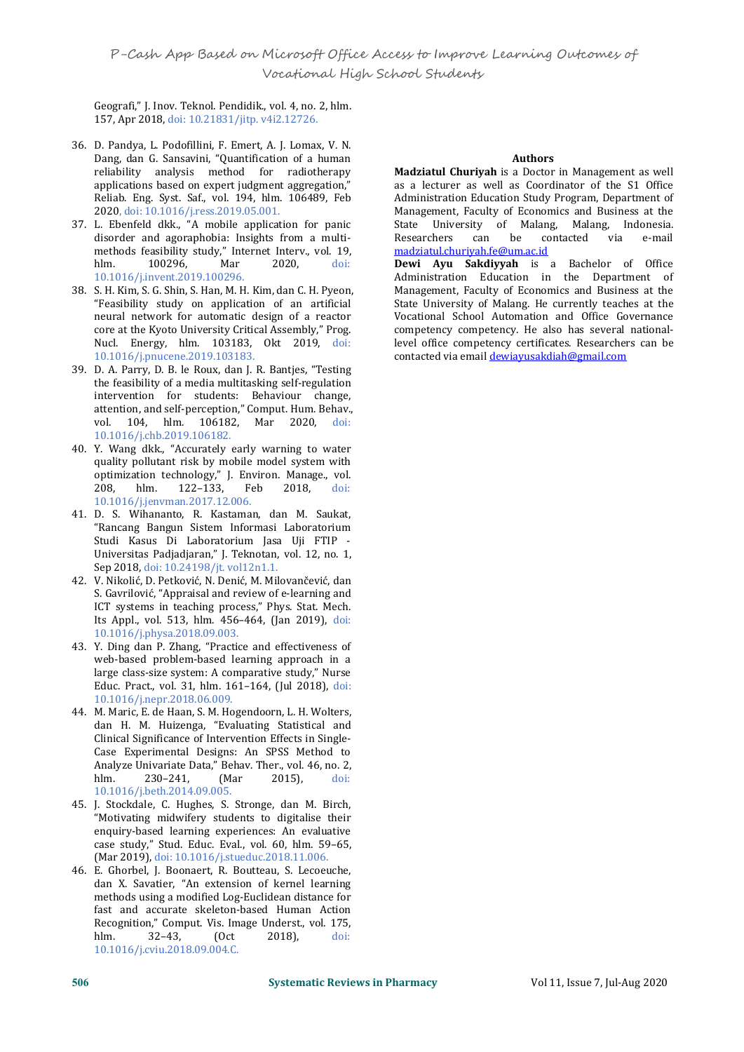Geografi," J. Inov. Teknol. Pendidik., vol. 4, no. 2, hlm. 157, Apr 2018, doi: 10.21831/jitp. v4i2.12726.

36. D. Pandya, L. Podofillini, F. Emert, A. J. Lomax, V. N. Dang, dan G. Sansavini, "Quantification of a human reliability analysis method for radiotherapy applications based on expert judgment aggregation," Reliab. Eng. Syst. Saf., vol. 194, hlm. 106489, Feb 2020, doi: 10.1016/j.ress.2019.05.001.
37. L. Ebenfeld dkk., "A mobile application for panic disorder and agoraphobia: Insights from a multi-methods feasibility study," Internet Interv., vol. 19, hlm. 100296, Mar 2020, doi: 10.1016/j.invent.2019.100296.
38. S. H. Kim, S. G. Shin, S. Han, M. H. Kim, dan C. H. Pyeon, "Feasibility study on application of an artificial neural network for automatic design of a reactor core at the Kyoto University Critical Assembly," Prog. Nucl. Energy, hlm. 103183, Okt 2019, doi: 10.1016/j.pnucene.2019.103183.
39. D. A. Parry, D. B. le Roux, dan J. R. Bantjes, "Testing the feasibility of a media multitasking self-regulation intervention for students: Behaviour change, attention, and self-perception," Comput. Hum. Behav., vol. 104, hlm. 106182, Mar 2020, doi: 10.1016/j.chb.2019.106182.
40. Y. Wang dkk., "Accurately early warning to water quality pollutant risk by mobile model system with optimization technology," J. Environ. Manage., vol. 208, hlm. 122–133, Feb 2018, doi: 10.1016/j.jenvman.2017.12.006.
41. D. S. Wihananto, R. Kastaman, dan M. Saukat, "Rancang Bangun Sistem Informasi Laboratorium Studi Kasus Di Laboratorium Jasa Uji FTIP - Universitas Padjadjaran," J. Teknotan, vol. 12, no. 1, Sep 2018, doi: 10.24198/jt. vol12n1.1.
42. V. Nikolić, D. Petković, N. Denić, M. Milovančević, dan S. Gavrilović, "Appraisal and review of e-learning and ICT systems in teaching process," Phys. Stat. Mech. Its Appl., vol. 513, hlm. 456–464, (Jan 2019), doi: 10.1016/j.physa.2018.09.003.
43. Y. Ding dan P. Zhang, "Practice and effectiveness of web-based problem-based learning approach in a large class-size system: A comparative study," Nurse Educ. Pract., vol. 31, hlm. 161–164, (Jul 2018), doi: 10.1016/j.nepr.2018.06.009.
44. M. Maric, E. de Haan, S. M. Hogendoorn, L. H. Wolters, dan H. M. Huizenga, "Evaluating Statistical and Clinical Significance of Intervention Effects in Single-Case Experimental Designs: An SPSS Method to Analyze Univariate Data," Behav. Ther., vol. 46, no. 2, hlm. 230–241, (Mar 2015), doi: 10.1016/j.beth.2014.09.005.
45. J. Stockdale, C. Hughes, S. Stronge, dan M. Birch, "Motivating midwifery students to digitalise their enquiry-based learning experiences: An evaluative case study," Stud. Educ. Eval., vol. 60, hlm. 59–65, (Mar 2019), doi: 10.1016/j.stueduc.2018.11.006.
46. E. Ghorbel, J. Boonaert, R. Boutteau, S. Lecoeuche, dan X. Savatier, "An extension of kernel learning methods using a modified Log-Euclidean distance for fast and accurate skeleton-based Human Action Recognition," Comput. Vis. Image Underst., vol. 175, hlm. 32–43, (Oct 2018), doi: 10.1016/j.cviu.2018.09.004.C.

## Authors

**Madziatul Churiyah** is a Doctor in Management as well as a lecturer as well as Coordinator of the S1 Office Administration Education Study Program, Department of Management, Faculty of Economics and Business at the State University of Malang, Malang, Indonesia. Researchers can be contacted via e-mail madziatul.churiyah.fe@um.ac.id

**Dewi Ayu Sakdiyyah** is a Bachelor of Office Administration Education in the Department of Management, Faculty of Economics and Business at the State University of Malang. He currently teaches at the Vocational School Automation and Office Governance competency competency. He also has several national-level office competency certificates. Researchers can be contacted via email dewiayusakdiah@gmail.com